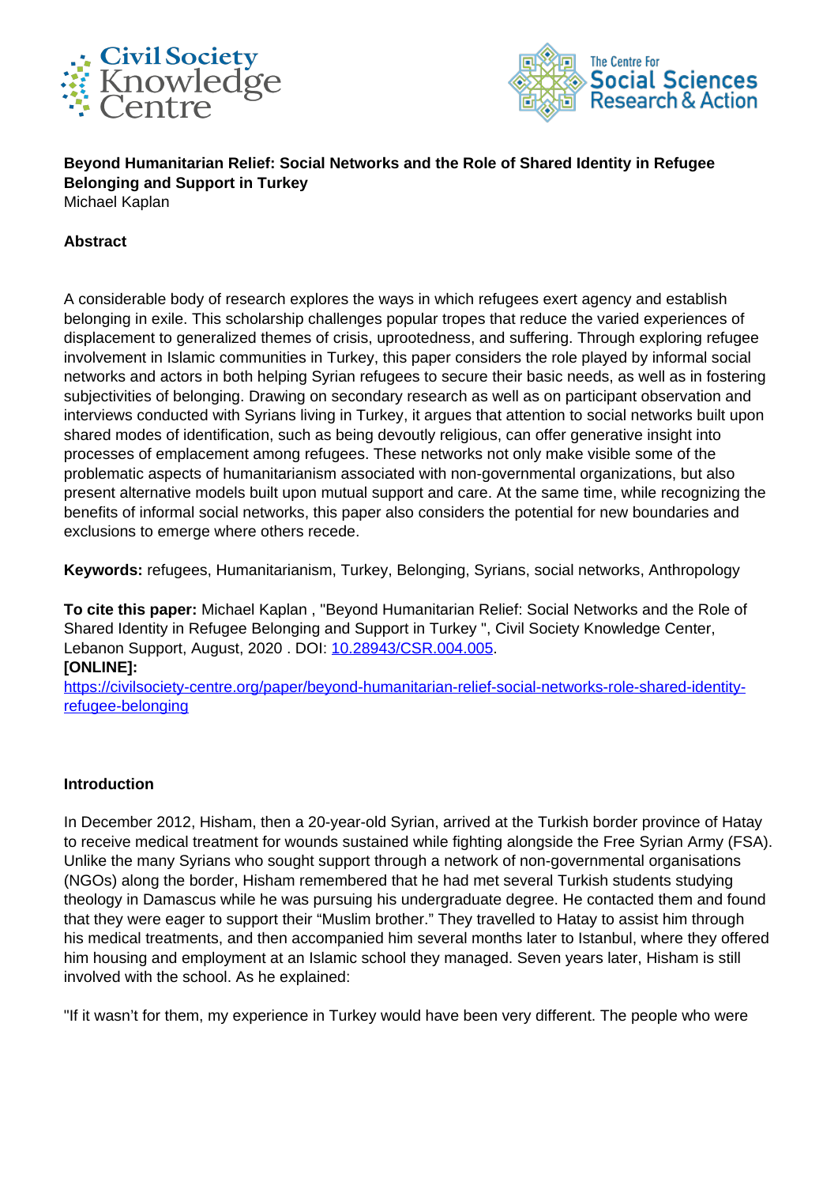**Beyond Humanitarian Relief: Social Networks and the Role of Shared Identity in Refugee Belonging and Support in Turkey**

Michael Kaplan

## Abstract

A considerable body of research explores the ways in which refugees exert agency and establish belonging in exile. This scholarship challenges popular tropes that reduce the varied experiences of displacement to generalized themes of crisis, uprootedness, and suffering. Through exploring refugee involvement in Islamic communities in Turkey, this paper considers the role played by informal social networks and actors in both helping Syrian refugees to secure their basic needs, as well as in fostering subjectivities of belonging. Drawing on secondary research as well as on participant observation and interviews conducted with Syrians living in Turkey, it argues that attention to social networks built upon shared modes of identification, such as being devoutly religious, can offer generative insight into processes of emplacement among refugees. These networks not only make visible some of the problematic aspects of humanitarianism associated with non-governmental organizations, but also present alternative models built upon mutual support and care. At the same time, while recognizing the benefits of informal social networks, this paper also considers the potential for new boundaries and exclusions to emerge where others recede.

**Keywords:** refugees, Humanitarianism, Turkey, Belonging, Syrians, social networks, Anthropology

**To cite this paper:** Michael Kaplan , "Beyond Humanitarian Relief: Social Networks and the Role of Shared Identity in Refugee Belonging and Support in Turkey ", Civil Society Knowledge Center, Lebanon Support, August, 2020 . DOI: [10.28943/CSR.004.005](https://doi.org/10.28943/CSR.004.005).

**[ONLINE]:**
[https://civilsociety-centre.org/paper/beyond-humanitarian-relief-social-networks-role-shared-identity-refugee-belonging](https://civilsociety-centre.org/paper/beyond-humanitarian-relief-social-networks-role-shared-identity-refugee-belonging)

## Introduction

In December 2012, Hisham, then a 20-year-old Syrian, arrived at the Turkish border province of Hatay to receive medical treatment for wounds sustained while fighting alongside the Free Syrian Army (FSA). Unlike the many Syrians who sought support through a network of non-governmental organisations (NGOs) along the border, Hisham remembered that he had met several Turkish students studying theology in Damascus while he was pursuing his undergraduate degree. He contacted them and found that they were eager to support their "Muslim brother." They travelled to Hatay to assist him through his medical treatments, and then accompanied him several months later to Istanbul, where they offered him housing and employment at an Islamic school they managed. Seven years later, Hisham is still involved with the school. As he explained:

"If it wasn't for them, my experience in Turkey would have been very different. The people who were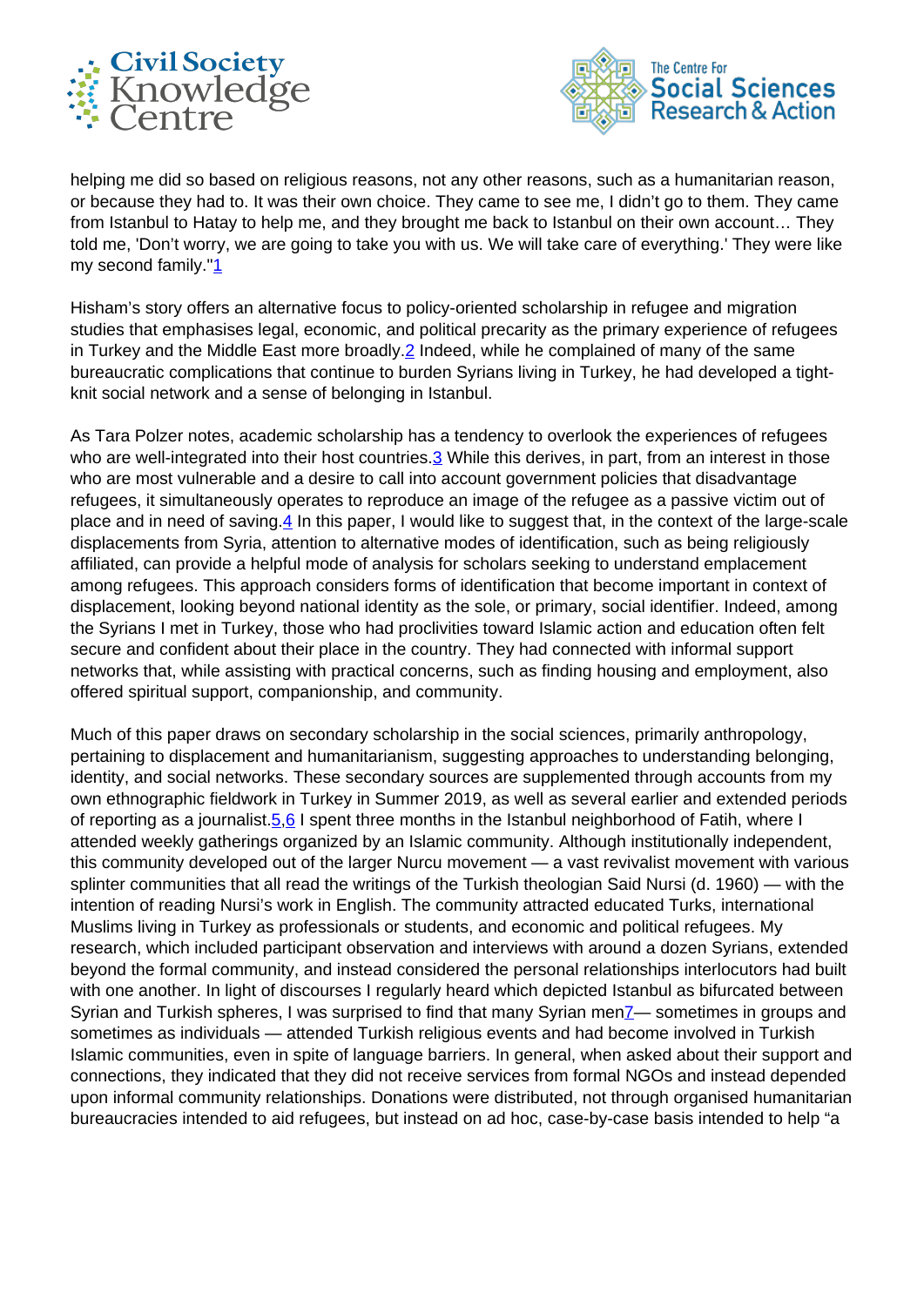helping me did so based on religious reasons, not any other reasons, such as a humanitarian reason, or because they had to. It was their own choice. They came to see me, I didn't go to them. They came from Istanbul to Hatay to help me, and they brought me back to Istanbul on their own account… They told me, 'Don't worry, we are going to take you with us. We will take care of everything.' They were like my second family."[1]

Hisham's story offers an alternative focus to policy-oriented scholarship in refugee and migration studies that emphasises legal, economic, and political precarity as the primary experience of refugees in Turkey and the Middle East more broadly.[2] Indeed, while he complained of many of the same bureaucratic complications that continue to burden Syrians living in Turkey, he had developed a tight-knit social network and a sense of belonging in Istanbul.

As Tara Polzer notes, academic scholarship has a tendency to overlook the experiences of refugees who are well-integrated into their host countries.[3] While this derives, in part, from an interest in those who are most vulnerable and a desire to call into account government policies that disadvantage refugees, it simultaneously operates to reproduce an image of the refugee as a passive victim out of place and in need of saving.[4] In this paper, I would like to suggest that, in the context of the large-scale displacements from Syria, attention to alternative modes of identification, such as being religiously affiliated, can provide a helpful mode of analysis for scholars seeking to understand emplacement among refugees. This approach considers forms of identification that become important in context of displacement, looking beyond national identity as the sole, or primary, social identifier. Indeed, among the Syrians I met in Turkey, those who had proclivities toward Islamic action and education often felt secure and confident about their place in the country. They had connected with informal support networks that, while assisting with practical concerns, such as finding housing and employment, also offered spiritual support, companionship, and community.

Much of this paper draws on secondary scholarship in the social sciences, primarily anthropology, pertaining to displacement and humanitarianism, suggesting approaches to understanding belonging, identity, and social networks. These secondary sources are supplemented through accounts from my own ethnographic fieldwork in Turkey in Summer 2019, as well as several earlier and extended periods of reporting as a journalist.[5,6] I spent three months in the Istanbul neighborhood of Fatih, where I attended weekly gatherings organized by an Islamic community. Although institutionally independent, this community developed out of the larger Nurcu movement — a vast revivalist movement with various splinter communities that all read the writings of the Turkish theologian Said Nursi (d. 1960) — with the intention of reading Nursi's work in English. The community attracted educated Turks, international Muslims living in Turkey as professionals or students, and economic and political refugees. My research, which included participant observation and interviews with around a dozen Syrians, extended beyond the formal community, and instead considered the personal relationships interlocutors had built with one another. In light of discourses I regularly heard which depicted Istanbul as bifurcated between Syrian and Turkish spheres, I was surprised to find that many Syrian men[7]— sometimes in groups and sometimes as individuals — attended Turkish religious events and had become involved in Turkish Islamic communities, even in spite of language barriers. In general, when asked about their support and connections, they indicated that they did not receive services from formal NGOs and instead depended upon informal community relationships. Donations were distributed, not through organised humanitarian bureaucracies intended to aid refugees, but instead on ad hoc, case-by-case basis intended to help "a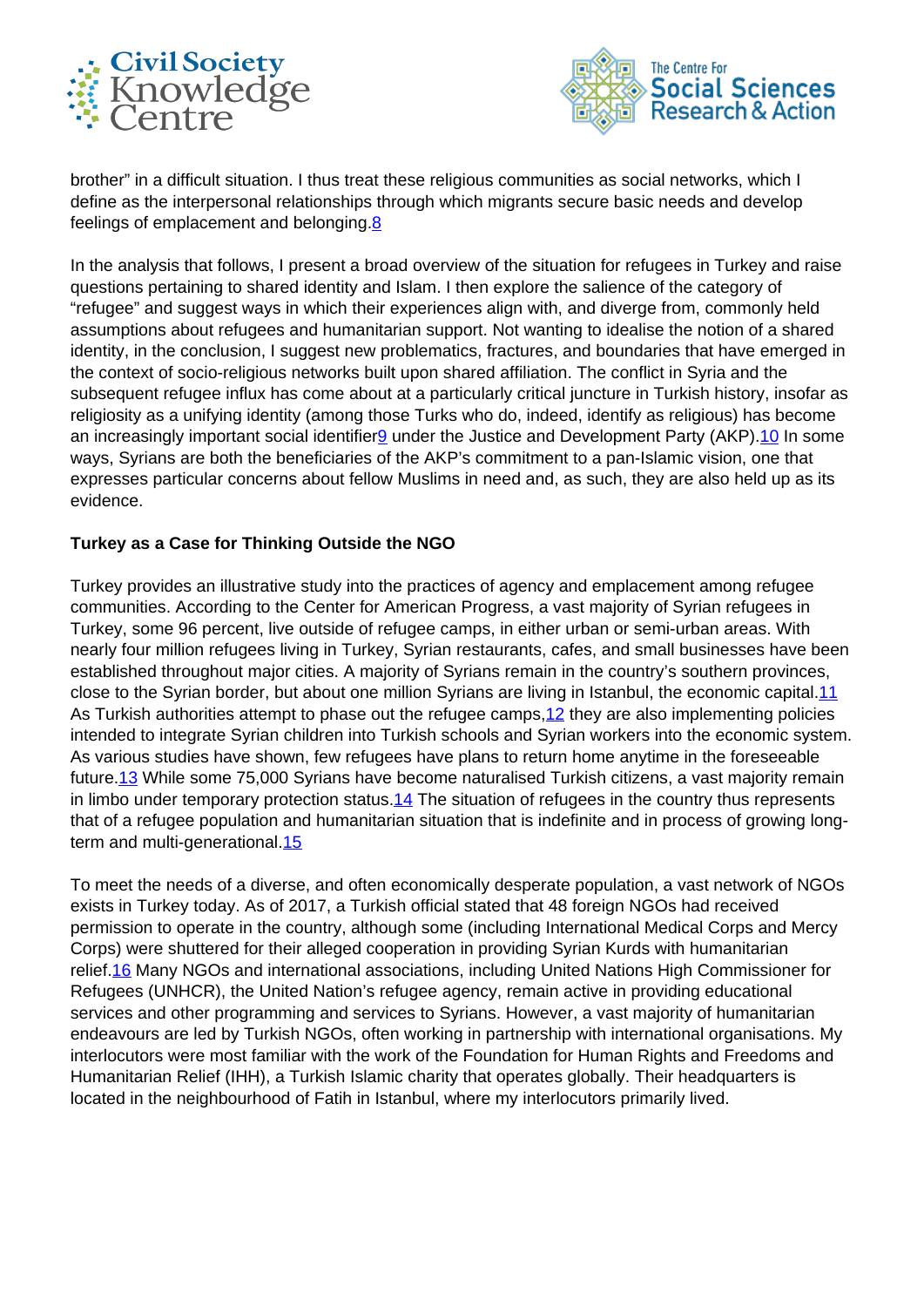brother" in a difficult situation. I thus treat these religious communities as social networks, which I define as the interpersonal relationships through which migrants secure basic needs and develop feelings of emplacement and belonging.[8]

In the analysis that follows, I present a broad overview of the situation for refugees in Turkey and raise questions pertaining to shared identity and Islam. I then explore the salience of the category of "refugee" and suggest ways in which their experiences align with, and diverge from, commonly held assumptions about refugees and humanitarian support. Not wanting to idealise the notion of a shared identity, in the conclusion, I suggest new problematics, fractures, and boundaries that have emerged in the context of socio-religious networks built upon shared affiliation. The conflict in Syria and the subsequent refugee influx has come about at a particularly critical juncture in Turkish history, insofar as religiosity as a unifying identity (among those Turks who do, indeed, identify as religious) has become an increasingly important social identifier[9] under the Justice and Development Party (AKP).[10] In some ways, Syrians are both the beneficiaries of the AKP's commitment to a pan-Islamic vision, one that expresses particular concerns about fellow Muslims in need and, as such, they are also held up as its evidence.

**Turkey as a Case for Thinking Outside the NGO**

Turkey provides an illustrative study into the practices of agency and emplacement among refugee communities. According to the Center for American Progress, a vast majority of Syrian refugees in Turkey, some 96 percent, live outside of refugee camps, in either urban or semi-urban areas. With nearly four million refugees living in Turkey, Syrian restaurants, cafes, and small businesses have been established throughout major cities. A majority of Syrians remain in the country's southern provinces, close to the Syrian border, but about one million Syrians are living in Istanbul, the economic capital.[11] As Turkish authorities attempt to phase out the refugee camps,[12] they are also implementing policies intended to integrate Syrian children into Turkish schools and Syrian workers into the economic system. As various studies have shown, few refugees have plans to return home anytime in the foreseeable future.[13] While some 75,000 Syrians have become naturalised Turkish citizens, a vast majority remain in limbo under temporary protection status.[14] The situation of refugees in the country thus represents that of a refugee population and humanitarian situation that is indefinite and in process of growing long-term and multi-generational.[15]

To meet the needs of a diverse, and often economically desperate population, a vast network of NGOs exists in Turkey today. As of 2017, a Turkish official stated that 48 foreign NGOs had received permission to operate in the country, although some (including International Medical Corps and Mercy Corps) were shuttered for their alleged cooperation in providing Syrian Kurds with humanitarian relief.[16] Many NGOs and international associations, including United Nations High Commissioner for Refugees (UNHCR), the United Nation's refugee agency, remain active in providing educational services and other programming and services to Syrians. However, a vast majority of humanitarian endeavours are led by Turkish NGOs, often working in partnership with international organisations. My interlocutors were most familiar with the work of the Foundation for Human Rights and Freedoms and Humanitarian Relief (IHH), a Turkish Islamic charity that operates globally. Their headquarters is located in the neighbourhood of Fatih in Istanbul, where my interlocutors primarily lived.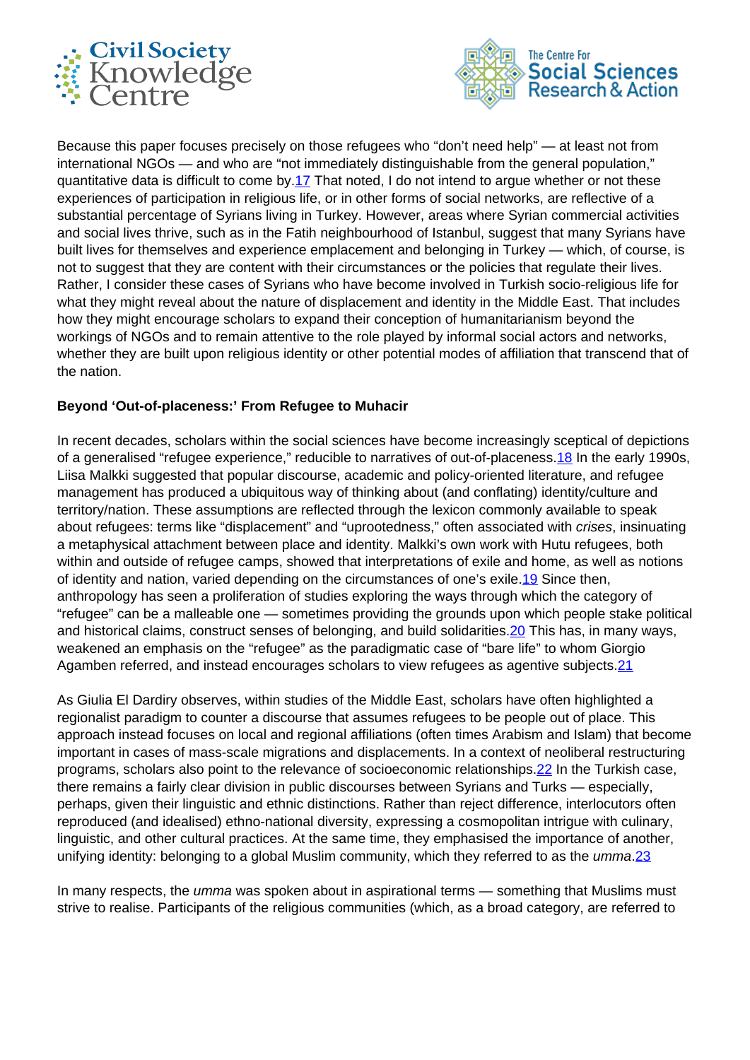Because this paper focuses precisely on those refugees who "don't need help" — at least not from international NGOs — and who are "not immediately distinguishable from the general population," quantitative data is difficult to come by.[17] That noted, I do not intend to argue whether or not these experiences of participation in religious life, or in other forms of social networks, are reflective of a substantial percentage of Syrians living in Turkey. However, areas where Syrian commercial activities and social lives thrive, such as in the Fatih neighbourhood of Istanbul, suggest that many Syrians have built lives for themselves and experience emplacement and belonging in Turkey — which, of course, is not to suggest that they are content with their circumstances or the policies that regulate their lives. Rather, I consider these cases of Syrians who have become involved in Turkish socio-religious life for what they might reveal about the nature of displacement and identity in the Middle East. That includes how they might encourage scholars to expand their conception of humanitarianism beyond the workings of NGOs and to remain attentive to the role played by informal social actors and networks, whether they are built upon religious identity or other potential modes of affiliation that transcend that of the nation.

**Beyond 'Out-of-placeness:' From Refugee to Muhacir**

In recent decades, scholars within the social sciences have become increasingly sceptical of depictions of a generalised "refugee experience," reducible to narratives of out-of-placeness.[18] In the early 1990s, Liisa Malkki suggested that popular discourse, academic and policy-oriented literature, and refugee management has produced a ubiquitous way of thinking about (and conflating) identity/culture and territory/nation. These assumptions are reflected through the lexicon commonly available to speak about refugees: terms like "displacement" and "uprootedness," often associated with *crises*, insinuating a metaphysical attachment between place and identity. Malkki's own work with Hutu refugees, both within and outside of refugee camps, showed that interpretations of exile and home, as well as notions of identity and nation, varied depending on the circumstances of one's exile.[19] Since then, anthropology has seen a proliferation of studies exploring the ways through which the category of "refugee" can be a malleable one — sometimes providing the grounds upon which people stake political and historical claims, construct senses of belonging, and build solidarities.[20] This has, in many ways, weakened an emphasis on the "refugee" as the paradigmatic case of "bare life" to whom Giorgio Agamben referred, and instead encourages scholars to view refugees as agentive subjects.[21]

As Giulia El Dardiry observes, within studies of the Middle East, scholars have often highlighted a regionalist paradigm to counter a discourse that assumes refugees to be people out of place. This approach instead focuses on local and regional affiliations (often times Arabism and Islam) that become important in cases of mass-scale migrations and displacements. In a context of neoliberal restructuring programs, scholars also point to the relevance of socioeconomic relationships.[22] In the Turkish case, there remains a fairly clear division in public discourses between Syrians and Turks — especially, perhaps, given their linguistic and ethnic distinctions. Rather than reject difference, interlocutors often reproduced (and idealised) ethno-national diversity, expressing a cosmopolitan intrigue with culinary, linguistic, and other cultural practices. At the same time, they emphasised the importance of another, unifying identity: belonging to a global Muslim community, which they referred to as the *umma*.[23]

In many respects, the *umma* was spoken about in aspirational terms — something that Muslims must strive to realise. Participants of the religious communities (which, as a broad category, are referred to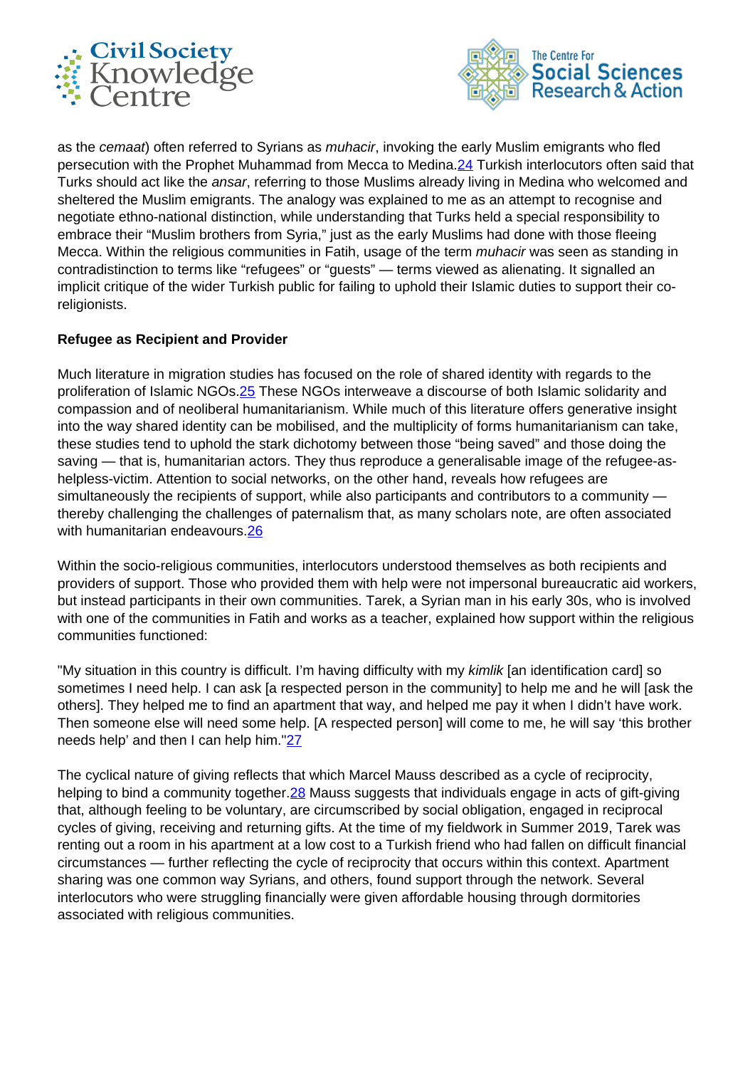as the *cemaat*) often referred to Syrians as *muhacir*, invoking the early Muslim emigrants who fled persecution with the Prophet Muhammad from Mecca to Medina.[24] Turkish interlocutors often said that Turks should act like the *ansar*, referring to those Muslims already living in Medina who welcomed and sheltered the Muslim emigrants. The analogy was explained to me as an attempt to recognise and negotiate ethno-national distinction, while understanding that Turks held a special responsibility to embrace their "Muslim brothers from Syria," just as the early Muslims had done with those fleeing Mecca. Within the religious communities in Fatih, usage of the term *muhacir* was seen as standing in contradistinction to terms like "refugees" or "guests" — terms viewed as alienating. It signalled an implicit critique of the wider Turkish public for failing to uphold their Islamic duties to support their co-religionists.

**Refugee as Recipient and Provider**

Much literature in migration studies has focused on the role of shared identity with regards to the proliferation of Islamic NGOs.[25] These NGOs interweave a discourse of both Islamic solidarity and compassion and of neoliberal humanitarianism. While much of this literature offers generative insight into the way shared identity can be mobilised, and the multiplicity of forms humanitarianism can take, these studies tend to uphold the stark dichotomy between those "being saved" and those doing the saving — that is, humanitarian actors. They thus reproduce a generalisable image of the refugee-as-helpless-victim. Attention to social networks, on the other hand, reveals how refugees are simultaneously the recipients of support, while also participants and contributors to a community — thereby challenging the challenges of paternalism that, as many scholars note, are often associated with humanitarian endeavours.[26]

Within the socio-religious communities, interlocutors understood themselves as both recipients and providers of support. Those who provided them with help were not impersonal bureaucratic aid workers, but instead participants in their own communities. Tarek, a Syrian man in his early 30s, who is involved with one of the communities in Fatih and works as a teacher, explained how support within the religious communities functioned:

"My situation in this country is difficult. I'm having difficulty with my *kimlik* [an identification card] so sometimes I need help. I can ask [a respected person in the community] to help me and he will [ask the others]. They helped me to find an apartment that way, and helped me pay it when I didn't have work. Then someone else will need some help. [A respected person] will come to me, he will say 'this brother needs help' and then I can help him."[27]

The cyclical nature of giving reflects that which Marcel Mauss described as a cycle of reciprocity, helping to bind a community together.[28] Mauss suggests that individuals engage in acts of gift-giving that, although feeling to be voluntary, are circumscribed by social obligation, engaged in reciprocal cycles of giving, receiving and returning gifts. At the time of my fieldwork in Summer 2019, Tarek was renting out a room in his apartment at a low cost to a Turkish friend who had fallen on difficult financial circumstances — further reflecting the cycle of reciprocity that occurs within this context. Apartment sharing was one common way Syrians, and others, found support through the network. Several interlocutors who were struggling financially were given affordable housing through dormitories associated with religious communities.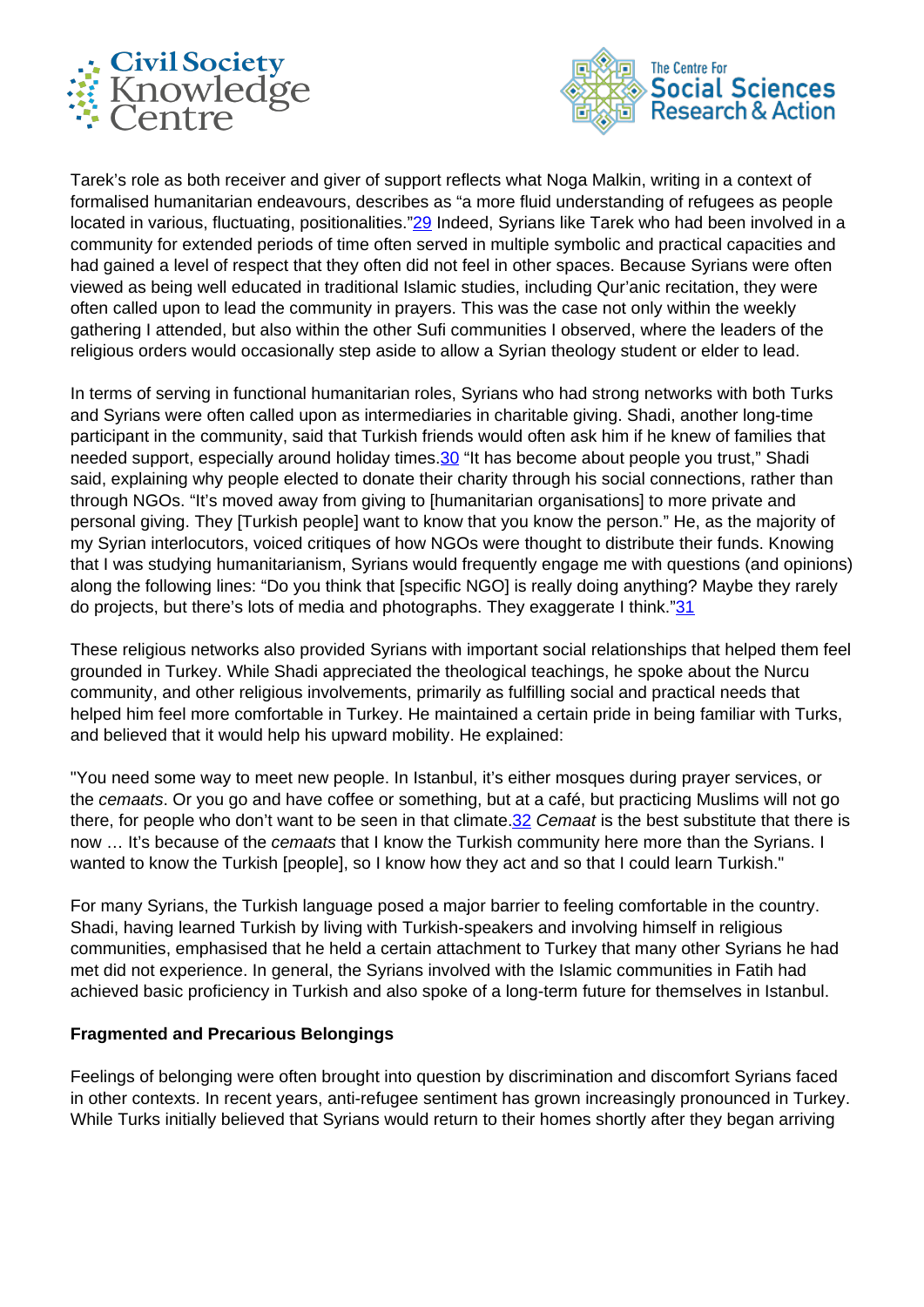Tarek's role as both receiver and giver of support reflects what Noga Malkin, writing in a context of formalised humanitarian endeavours, describes as "a more fluid understanding of refugees as people located in various, fluctuating, positionalities."[29] Indeed, Syrians like Tarek who had been involved in a community for extended periods of time often served in multiple symbolic and practical capacities and had gained a level of respect that they often did not feel in other spaces. Because Syrians were often viewed as being well educated in traditional Islamic studies, including Qur'anic recitation, they were often called upon to lead the community in prayers. This was the case not only within the weekly gathering I attended, but also within the other Sufi communities I observed, where the leaders of the religious orders would occasionally step aside to allow a Syrian theology student or elder to lead.

In terms of serving in functional humanitarian roles, Syrians who had strong networks with both Turks and Syrians were often called upon as intermediaries in charitable giving. Shadi, another long-time participant in the community, said that Turkish friends would often ask him if he knew of families that needed support, especially around holiday times.[30] "It has become about people you trust," Shadi said, explaining why people elected to donate their charity through his social connections, rather than through NGOs. "It's moved away from giving to [humanitarian organisations] to more private and personal giving. They [Turkish people] want to know that you know the person." He, as the majority of my Syrian interlocutors, voiced critiques of how NGOs were thought to distribute their funds. Knowing that I was studying humanitarianism, Syrians would frequently engage me with questions (and opinions) along the following lines: "Do you think that [specific NGO] is really doing anything? Maybe they rarely do projects, but there's lots of media and photographs. They exaggerate I think."[31]

These religious networks also provided Syrians with important social relationships that helped them feel grounded in Turkey. While Shadi appreciated the theological teachings, he spoke about the Nurcu community, and other religious involvements, primarily as fulfilling social and practical needs that helped him feel more comfortable in Turkey. He maintained a certain pride in being familiar with Turks, and believed that it would help his upward mobility. He explained:

"You need some way to meet new people. In Istanbul, it's either mosques during prayer services, or the *cemaats*. Or you go and have coffee or something, but at a café, but practicing Muslims will not go there, for people who don't want to be seen in that climate.[32] *Cemaat* is the best substitute that there is now … It's because of the *cemaats* that I know the Turkish community here more than the Syrians. I wanted to know the Turkish [people], so I know how they act and so that I could learn Turkish."

For many Syrians, the Turkish language posed a major barrier to feeling comfortable in the country. Shadi, having learned Turkish by living with Turkish-speakers and involving himself in religious communities, emphasised that he held a certain attachment to Turkey that many other Syrians he had met did not experience. In general, the Syrians involved with the Islamic communities in Fatih had achieved basic proficiency in Turkish and also spoke of a long-term future for themselves in Istanbul.

**Fragmented and Precarious Belongings**

Feelings of belonging were often brought into question by discrimination and discomfort Syrians faced in other contexts. In recent years, anti-refugee sentiment has grown increasingly pronounced in Turkey. While Turks initially believed that Syrians would return to their homes shortly after they began arriving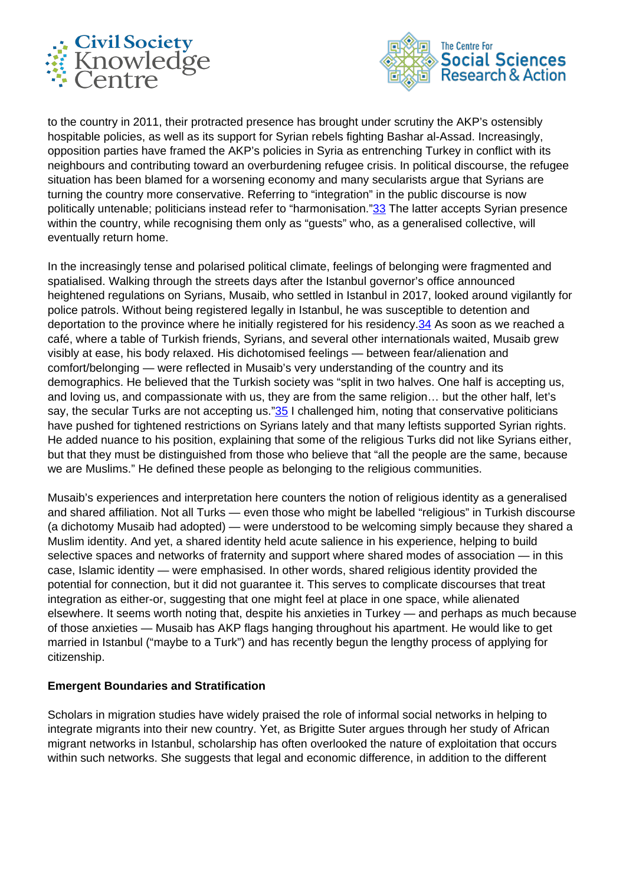to the country in 2011, their protracted presence has brought under scrutiny the AKP's ostensibly hospitable policies, as well as its support for Syrian rebels fighting Bashar al-Assad. Increasingly, opposition parties have framed the AKP's policies in Syria as entrenching Turkey in conflict with its neighbours and contributing toward an overburdening refugee crisis. In political discourse, the refugee situation has been blamed for a worsening economy and many secularists argue that Syrians are turning the country more conservative. Referring to "integration" in the public discourse is now politically untenable; politicians instead refer to "harmonisation."[33] The latter accepts Syrian presence within the country, while recognising them only as "guests" who, as a generalised collective, will eventually return home.

In the increasingly tense and polarised political climate, feelings of belonging were fragmented and spatialised. Walking through the streets days after the Istanbul governor's office announced heightened regulations on Syrians, Musaib, who settled in Istanbul in 2017, looked around vigilantly for police patrols. Without being registered legally in Istanbul, he was susceptible to detention and deportation to the province where he initially registered for his residency.[34] As soon as we reached a café, where a table of Turkish friends, Syrians, and several other internationals waited, Musaib grew visibly at ease, his body relaxed. His dichotomised feelings — between fear/alienation and comfort/belonging — were reflected in Musaib's very understanding of the country and its demographics. He believed that the Turkish society was "split in two halves. One half is accepting us, and loving us, and compassionate with us, they are from the same religion… but the other half, let's say, the secular Turks are not accepting us."[35] I challenged him, noting that conservative politicians have pushed for tightened restrictions on Syrians lately and that many leftists supported Syrian rights. He added nuance to his position, explaining that some of the religious Turks did not like Syrians either, but that they must be distinguished from those who believe that "all the people are the same, because we are Muslims." He defined these people as belonging to the religious communities.

Musaib's experiences and interpretation here counters the notion of religious identity as a generalised and shared affiliation. Not all Turks — even those who might be labelled "religious" in Turkish discourse (a dichotomy Musaib had adopted) — were understood to be welcoming simply because they shared a Muslim identity. And yet, a shared identity held acute salience in his experience, helping to build selective spaces and networks of fraternity and support where shared modes of association — in this case, Islamic identity — were emphasised. In other words, shared religious identity provided the potential for connection, but it did not guarantee it. This serves to complicate discourses that treat integration as either-or, suggesting that one might feel at place in one space, while alienated elsewhere. It seems worth noting that, despite his anxieties in Turkey — and perhaps as much because of those anxieties — Musaib has AKP flags hanging throughout his apartment. He would like to get married in Istanbul ("maybe to a Turk") and has recently begun the lengthy process of applying for citizenship.

**Emergent Boundaries and Stratification**

Scholars in migration studies have widely praised the role of informal social networks in helping to integrate migrants into their new country. Yet, as Brigitte Suter argues through her study of African migrant networks in Istanbul, scholarship has often overlooked the nature of exploitation that occurs within such networks. She suggests that legal and economic difference, in addition to the different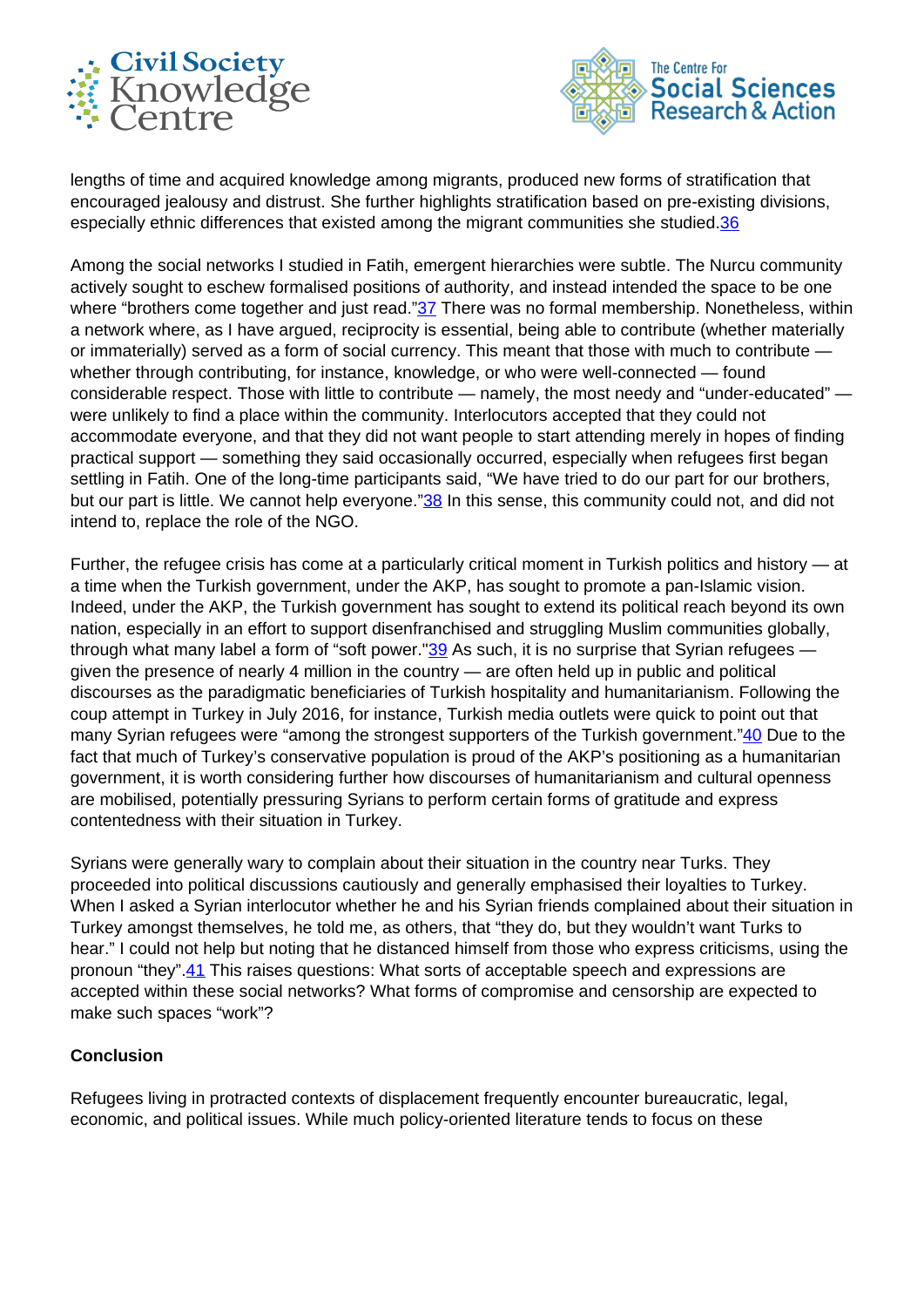lengths of time and acquired knowledge among migrants, produced new forms of stratification that encouraged jealousy and distrust. She further highlights stratification based on pre-existing divisions, especially ethnic differences that existed among the migrant communities she studied.[36]

Among the social networks I studied in Fatih, emergent hierarchies were subtle. The Nurcu community actively sought to eschew formalised positions of authority, and instead intended the space to be one where "brothers come together and just read."[37] There was no formal membership. Nonetheless, within a network where, as I have argued, reciprocity is essential, being able to contribute (whether materially or immaterially) served as a form of social currency. This meant that those with much to contribute — whether through contributing, for instance, knowledge, or who were well-connected — found considerable respect. Those with little to contribute — namely, the most needy and "under-educated" — were unlikely to find a place within the community. Interlocutors accepted that they could not accommodate everyone, and that they did not want people to start attending merely in hopes of finding practical support — something they said occasionally occurred, especially when refugees first began settling in Fatih. One of the long-time participants said, "We have tried to do our part for our brothers, but our part is little. We cannot help everyone."[38] In this sense, this community could not, and did not intend to, replace the role of the NGO.

Further, the refugee crisis has come at a particularly critical moment in Turkish politics and history — at a time when the Turkish government, under the AKP, has sought to promote a pan-Islamic vision. Indeed, under the AKP, the Turkish government has sought to extend its political reach beyond its own nation, especially in an effort to support disenfranchised and struggling Muslim communities globally, through what many label a form of "soft power."[39] As such, it is no surprise that Syrian refugees — given the presence of nearly 4 million in the country — are often held up in public and political discourses as the paradigmatic beneficiaries of Turkish hospitality and humanitarianism. Following the coup attempt in Turkey in July 2016, for instance, Turkish media outlets were quick to point out that many Syrian refugees were "among the strongest supporters of the Turkish government."[40] Due to the fact that much of Turkey's conservative population is proud of the AKP's positioning as a humanitarian government, it is worth considering further how discourses of humanitarianism and cultural openness are mobilised, potentially pressuring Syrians to perform certain forms of gratitude and express contentedness with their situation in Turkey.

Syrians were generally wary to complain about their situation in the country near Turks. They proceeded into political discussions cautiously and generally emphasised their loyalties to Turkey. When I asked a Syrian interlocutor whether he and his Syrian friends complained about their situation in Turkey amongst themselves, he told me, as others, that "they do, but they wouldn't want Turks to hear." I could not help but noting that he distanced himself from those who express criticisms, using the pronoun "they".[41] This raises questions: What sorts of acceptable speech and expressions are accepted within these social networks? What forms of compromise and censorship are expected to make such spaces "work"?

**Conclusion**

Refugees living in protracted contexts of displacement frequently encounter bureaucratic, legal, economic, and political issues. While much policy-oriented literature tends to focus on these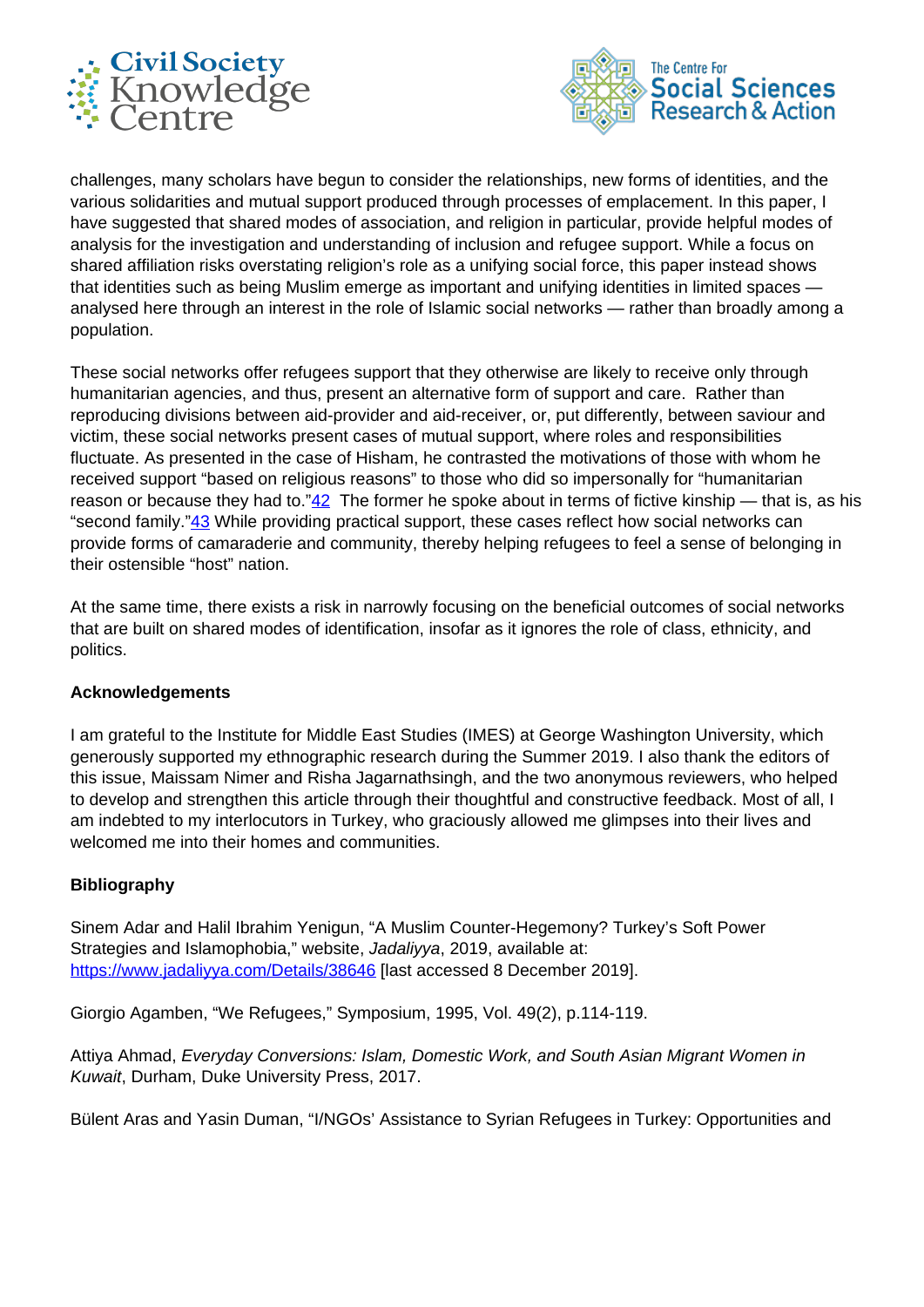challenges, many scholars have begun to consider the relationships, new forms of identities, and the various solidarities and mutual support produced through processes of emplacement. In this paper, I have suggested that shared modes of association, and religion in particular, provide helpful modes of analysis for the investigation and understanding of inclusion and refugee support. While a focus on shared affiliation risks overstating religion's role as a unifying social force, this paper instead shows that identities such as being Muslim emerge as important and unifying identities in limited spaces — analysed here through an interest in the role of Islamic social networks — rather than broadly among a population.

These social networks offer refugees support that they otherwise are likely to receive only through humanitarian agencies, and thus, present an alternative form of support and care. Rather than reproducing divisions between aid-provider and aid-receiver, or, put differently, between saviour and victim, these social networks present cases of mutual support, where roles and responsibilities fluctuate. As presented in the case of Hisham, he contrasted the motivations of those with whom he received support "based on religious reasons" to those who did so impersonally for "humanitarian reason or because they had to."[42] The former he spoke about in terms of fictive kinship — that is, as his "second family."[43] While providing practical support, these cases reflect how social networks can provide forms of camaraderie and community, thereby helping refugees to feel a sense of belonging in their ostensible "host" nation.

At the same time, there exists a risk in narrowly focusing on the beneficial outcomes of social networks that are built on shared modes of identification, insofar as it ignores the role of class, ethnicity, and politics.

**Acknowledgements**

I am grateful to the Institute for Middle East Studies (IMES) at George Washington University, which generously supported my ethnographic research during the Summer 2019. I also thank the editors of this issue, Maissam Nimer and Risha Jagarnathsingh, and the two anonymous reviewers, who helped to develop and strengthen this article through their thoughtful and constructive feedback. Most of all, I am indebted to my interlocutors in Turkey, who graciously allowed me glimpses into their lives and welcomed me into their homes and communities.

**Bibliography**

Sinem Adar and Halil Ibrahim Yenigun, "A Muslim Counter-Hegemony? Turkey's Soft Power Strategies and Islamophobia," website, *Jadaliyya*, 2019, available at: https://www.jadaliyya.com/Details/38646 [last accessed 8 December 2019].

Giorgio Agamben, "We Refugees," Symposium, 1995, Vol. 49(2), p.114-119.

Attiya Ahmad, *Everyday Conversions: Islam, Domestic Work, and South Asian Migrant Women in Kuwait*, Durham, Duke University Press, 2017.

Bülent Aras and Yasin Duman, "I/NGOs' Assistance to Syrian Refugees in Turkey: Opportunities and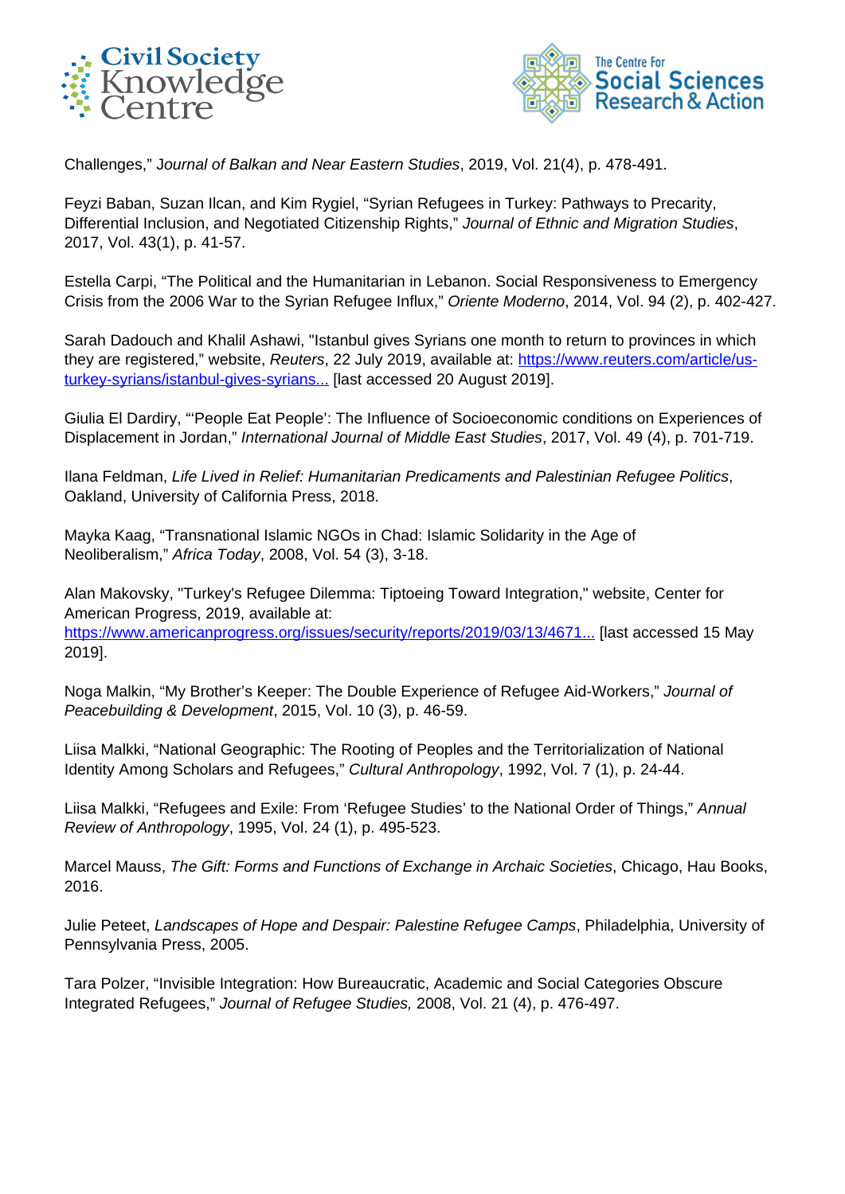Challenges," *Journal of Balkan and Near Eastern Studies*, 2019, Vol. 21(4), p. 478-491.

Feyzi Baban, Suzan Ilcan, and Kim Rygiel, "Syrian Refugees in Turkey: Pathways to Precarity, Differential Inclusion, and Negotiated Citizenship Rights," *Journal of Ethnic and Migration Studies*, 2017, Vol. 43(1), p. 41-57.

Estella Carpi, "The Political and the Humanitarian in Lebanon. Social Responsiveness to Emergency Crisis from the 2006 War to the Syrian Refugee Influx," *Oriente Moderno*, 2014, Vol. 94 (2), p. 402-427.

Sarah Dadouch and Khalil Ashawi, "Istanbul gives Syrians one month to return to provinces in which they are registered," website, *Reuters*, 22 July 2019, available at: [https://www.reuters.com/article/us-turkey-syrians/istanbul-gives-syrians...](https://www.reuters.com/article/us-turkey-syrians/istanbul-gives-syrians...) [last accessed 20 August 2019].

Giulia El Dardiry, "'People Eat People': The Influence of Socioeconomic conditions on Experiences of Displacement in Jordan," *International Journal of Middle East Studies*, 2017, Vol. 49 (4), p. 701-719.

Ilana Feldman, *Life Lived in Relief: Humanitarian Predicaments and Palestinian Refugee Politics*, Oakland, University of California Press, 2018.

Mayka Kaag, "Transnational Islamic NGOs in Chad: Islamic Solidarity in the Age of Neoliberalism," *Africa Today*, 2008, Vol. 54 (3), 3-18.

Alan Makovsky, "Turkey's Refugee Dilemma: Tiptoeing Toward Integration," website, Center for American Progress, 2019, available at: [https://www.americanprogress.org/issues/security/reports/2019/03/13/4671...](https://www.americanprogress.org/issues/security/reports/2019/03/13/4671...) [last accessed 15 May 2019].

Noga Malkin, "My Brother's Keeper: The Double Experience of Refugee Aid-Workers," *Journal of Peacebuilding & Development*, 2015, Vol. 10 (3), p. 46-59.

Liisa Malkki, "National Geographic: The Rooting of Peoples and the Territorialization of National Identity Among Scholars and Refugees," *Cultural Anthropology*, 1992, Vol. 7 (1), p. 24-44.

Liisa Malkki, "Refugees and Exile: From 'Refugee Studies' to the National Order of Things," *Annual Review of Anthropology*, 1995, Vol. 24 (1), p. 495-523.

Marcel Mauss, *The Gift: Forms and Functions of Exchange in Archaic Societies*, Chicago, Hau Books, 2016.

Julie Peteet, *Landscapes of Hope and Despair: Palestine Refugee Camps*, Philadelphia, University of Pennsylvania Press, 2005.

Tara Polzer, "Invisible Integration: How Bureaucratic, Academic and Social Categories Obscure Integrated Refugees," *Journal of Refugee Studies,* 2008, Vol. 21 (4), p. 476-497.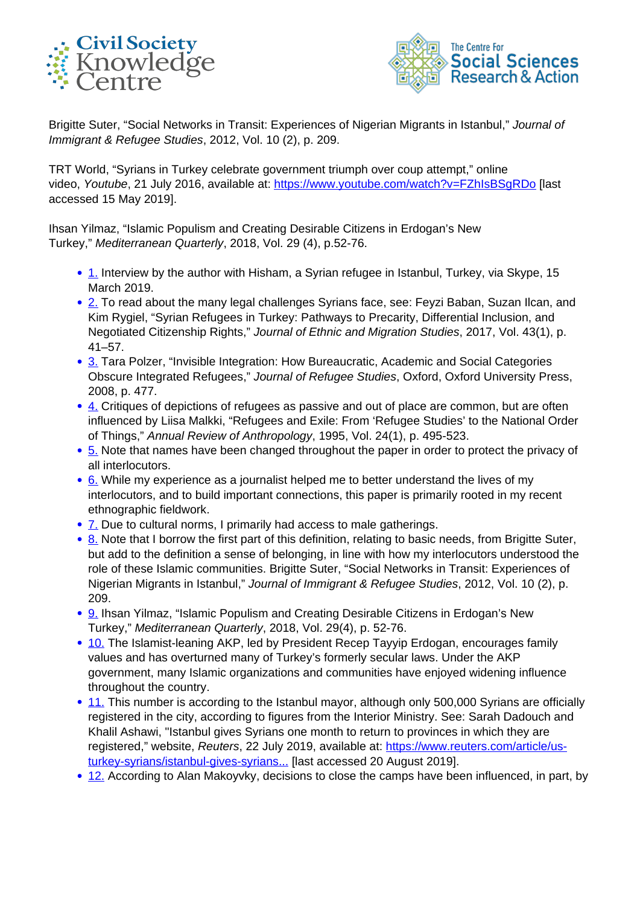Brigitte Suter, “Social Networks in Transit: Experiences of Nigerian Migrants in Istanbul,” *Journal of Immigrant & Refugee Studies*, 2012, Vol. 10 (2), p. 209.

TRT World, “Syrians in Turkey celebrate government triumph over coup attempt,” online video, *Youtube*, 21 July 2016, available at: https://www.youtube.com/watch?v=FZhIsBSgRDo [last accessed 15 May 2019].

Ihsan Yilmaz, “Islamic Populism and Creating Desirable Citizens in Erdogan’s New Turkey,” *Mediterranean Quarterly*, 2018, Vol. 29 (4), p.52-76.

- 1. Interview by the author with Hisham, a Syrian refugee in Istanbul, Turkey, via Skype, 15 March 2019.
- 2. To read about the many legal challenges Syrians face, see: Feyzi Baban, Suzan Ilcan, and Kim Rygiel, “Syrian Refugees in Turkey: Pathways to Precarity, Differential Inclusion, and Negotiated Citizenship Rights,” *Journal of Ethnic and Migration Studies*, 2017, Vol. 43(1), p. 41–57.
- 3. Tara Polzer, “Invisible Integration: How Bureaucratic, Academic and Social Categories Obscure Integrated Refugees,” *Journal of Refugee Studies*, Oxford, Oxford University Press, 2008, p. 477.
- 4. Critiques of depictions of refugees as passive and out of place are common, but are often influenced by Liisa Malkki, “Refugees and Exile: From ‘Refugee Studies’ to the National Order of Things,” *Annual Review of Anthropology*, 1995, Vol. 24(1), p. 495-523.
- 5. Note that names have been changed throughout the paper in order to protect the privacy of all interlocutors.
- 6. While my experience as a journalist helped me to better understand the lives of my interlocutors, and to build important connections, this paper is primarily rooted in my recent ethnographic fieldwork.
- 7. Due to cultural norms, I primarily had access to male gatherings.
- 8. Note that I borrow the first part of this definition, relating to basic needs, from Brigitte Suter, but add to the definition a sense of belonging, in line with how my interlocutors understood the role of these Islamic communities. Brigitte Suter, “Social Networks in Transit: Experiences of Nigerian Migrants in Istanbul,” *Journal of Immigrant & Refugee Studies*, 2012, Vol. 10 (2), p. 209.
- 9. Ihsan Yilmaz, “Islamic Populism and Creating Desirable Citizens in Erdogan’s New Turkey,” *Mediterranean Quarterly*, 2018, Vol. 29(4), p. 52-76.
- 10. The Islamist-leaning AKP, led by President Recep Tayyip Erdogan, encourages family values and has overturned many of Turkey’s formerly secular laws. Under the AKP government, many Islamic organizations and communities have enjoyed widening influence throughout the country.
- 11. This number is according to the Istanbul mayor, although only 500,000 Syrians are officially registered in the city, according to figures from the Interior Ministry. See: Sarah Dadouch and Khalil Ashawi, "Istanbul gives Syrians one month to return to provinces in which they are registered," website, *Reuters*, 22 July 2019, available at: https://www.reuters.com/article/us-turkey-syrians/istanbul-gives-syrians... [last accessed 20 August 2019].
- 12. According to Alan Makoyvky, decisions to close the camps have been influenced, in part, by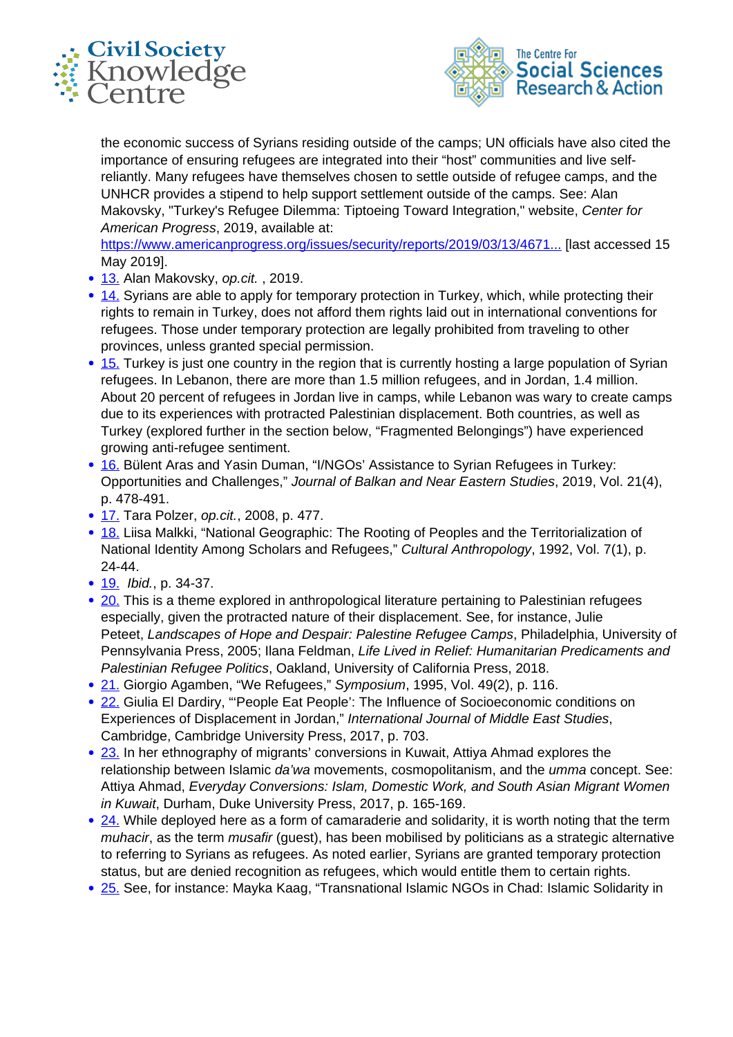the economic success of Syrians residing outside of the camps; UN officials have also cited the importance of ensuring refugees are integrated into their "host" communities and live self-reliantly. Many refugees have themselves chosen to settle outside of refugee camps, and the UNHCR provides a stipend to help support settlement outside of the camps. See: Alan Makovsky, "Turkey's Refugee Dilemma: Tiptoeing Toward Integration," website, *Center for American Progress*, 2019, available at: https://www.americanprogress.org/issues/security/reports/2019/03/13/4671... [last accessed 15 May 2019].

- 13. Alan Makovsky, *op.cit.* , 2019.
- 14. Syrians are able to apply for temporary protection in Turkey, which, while protecting their rights to remain in Turkey, does not afford them rights laid out in international conventions for refugees. Those under temporary protection are legally prohibited from traveling to other provinces, unless granted special permission.
- 15. Turkey is just one country in the region that is currently hosting a large population of Syrian refugees. In Lebanon, there are more than 1.5 million refugees, and in Jordan, 1.4 million. About 20 percent of refugees in Jordan live in camps, while Lebanon was wary to create camps due to its experiences with protracted Palestinian displacement. Both countries, as well as Turkey (explored further in the section below, "Fragmented Belongings") have experienced growing anti-refugee sentiment.
- 16. Bülent Aras and Yasin Duman, "I/NGOs' Assistance to Syrian Refugees in Turkey: Opportunities and Challenges," *Journal of Balkan and Near Eastern Studies*, 2019, Vol. 21(4), p. 478-491.
- 17. Tara Polzer, *op.cit.*, 2008, p. 477.
- 18. Liisa Malkki, "National Geographic: The Rooting of Peoples and the Territorialization of National Identity Among Scholars and Refugees," *Cultural Anthropology*, 1992, Vol. 7(1), p. 24-44.
- 19. *Ibid.*, p. 34-37.
- 20. This is a theme explored in anthropological literature pertaining to Palestinian refugees especially, given the protracted nature of their displacement. See, for instance, Julie Peteet, *Landscapes of Hope and Despair: Palestine Refugee Camps*, Philadelphia, University of Pennsylvania Press, 2005; Ilana Feldman, *Life Lived in Relief: Humanitarian Predicaments and Palestinian Refugee Politics*, Oakland, University of California Press, 2018.
- 21. Giorgio Agamben, "We Refugees," *Symposium*, 1995, Vol. 49(2), p. 116.
- 22. Giulia El Dardiry, "'People Eat People': The Influence of Socioeconomic conditions on Experiences of Displacement in Jordan," *International Journal of Middle East Studies*, Cambridge, Cambridge University Press, 2017, p. 703.
- 23. In her ethnography of migrants' conversions in Kuwait, Attiya Ahmad explores the relationship between Islamic *da'wa* movements, cosmopolitanism, and the *umma* concept. See: Attiya Ahmad, *Everyday Conversions: Islam, Domestic Work, and South Asian Migrant Women in Kuwait*, Durham, Duke University Press, 2017, p. 165-169.
- 24. While deployed here as a form of camaraderie and solidarity, it is worth noting that the term *muhacir*, as the term *musafir* (guest), has been mobilised by politicians as a strategic alternative to referring to Syrians as refugees. As noted earlier, Syrians are granted temporary protection status, but are denied recognition as refugees, which would entitle them to certain rights.
- 25. See, for instance: Mayka Kaag, "Transnational Islamic NGOs in Chad: Islamic Solidarity in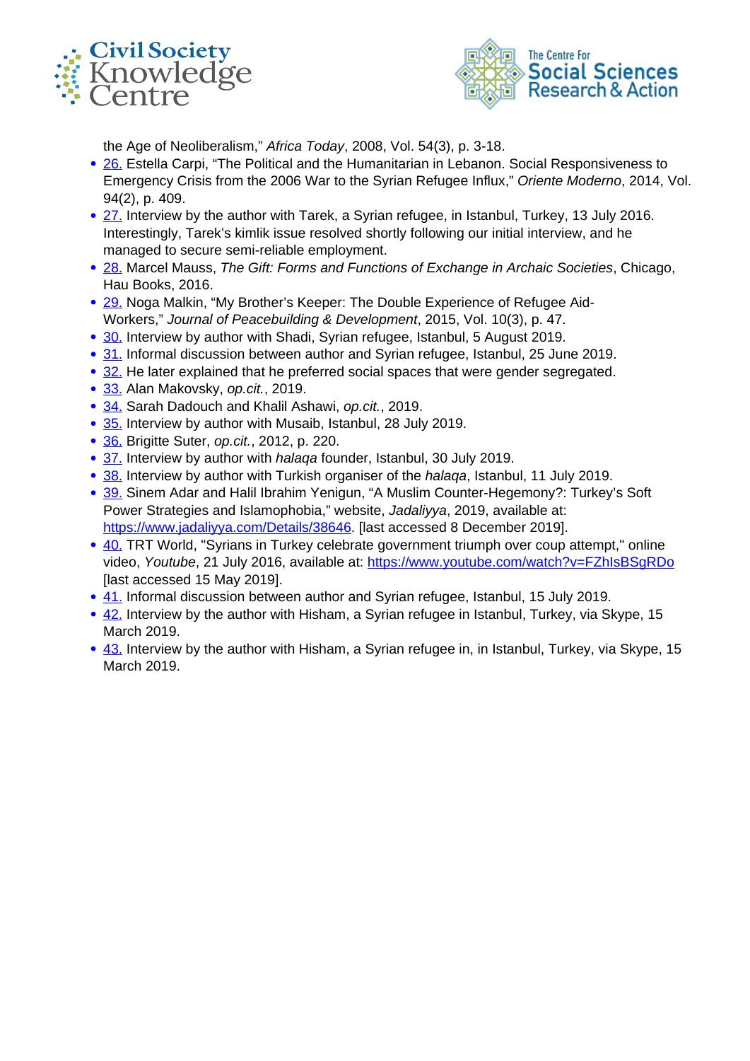the Age of Neoliberalism," *Africa Today*, 2008, Vol. 54(3), p. 3-18.

- 26. Estella Carpi, "The Political and the Humanitarian in Lebanon. Social Responsiveness to Emergency Crisis from the 2006 War to the Syrian Refugee Influx," *Oriente Moderno*, 2014, Vol. 94(2), p. 409.
- 27. Interview by the author with Tarek, a Syrian refugee, in Istanbul, Turkey, 13 July 2016. Interestingly, Tarek's kimlik issue resolved shortly following our initial interview, and he managed to secure semi-reliable employment.
- 28. Marcel Mauss, *The Gift: Forms and Functions of Exchange in Archaic Societies*, Chicago, Hau Books, 2016.
- 29. Noga Malkin, "My Brother's Keeper: The Double Experience of Refugee Aid-Workers," *Journal of Peacebuilding & Development*, 2015, Vol. 10(3), p. 47.
- 30. Interview by author with Shadi, Syrian refugee, Istanbul, 5 August 2019.
- 31. Informal discussion between author and Syrian refugee, Istanbul, 25 June 2019.
- 32. He later explained that he preferred social spaces that were gender segregated.
- 33. Alan Makovsky, *op.cit.*, 2019.
- 34. Sarah Dadouch and Khalil Ashawi, *op.cit.*, 2019.
- 35. Interview by author with Musaib, Istanbul, 28 July 2019.
- 36. Brigitte Suter, *op.cit.*, 2012, p. 220.
- 37. Interview by author with *halaqa* founder, Istanbul, 30 July 2019.
- 38. Interview by author with Turkish organiser of the *halaqa*, Istanbul, 11 July 2019.
- 39. Sinem Adar and Halil Ibrahim Yenigun, "A Muslim Counter-Hegemony?: Turkey's Soft Power Strategies and Islamophobia," website, *Jadaliyya*, 2019, available at: https://www.jadaliyya.com/Details/38646. [last accessed 8 December 2019].
- 40. TRT World, "Syrians in Turkey celebrate government triumph over coup attempt," online video, *Youtube*, 21 July 2016, available at: https://www.youtube.com/watch?v=FZhIsBSgRDo [last accessed 15 May 2019].
- 41. Informal discussion between author and Syrian refugee, Istanbul, 15 July 2019.
- 42. Interview by the author with Hisham, a Syrian refugee in Istanbul, Turkey, via Skype, 15 March 2019.
- 43. Interview by the author with Hisham, a Syrian refugee in, in Istanbul, Turkey, via Skype, 15 March 2019.